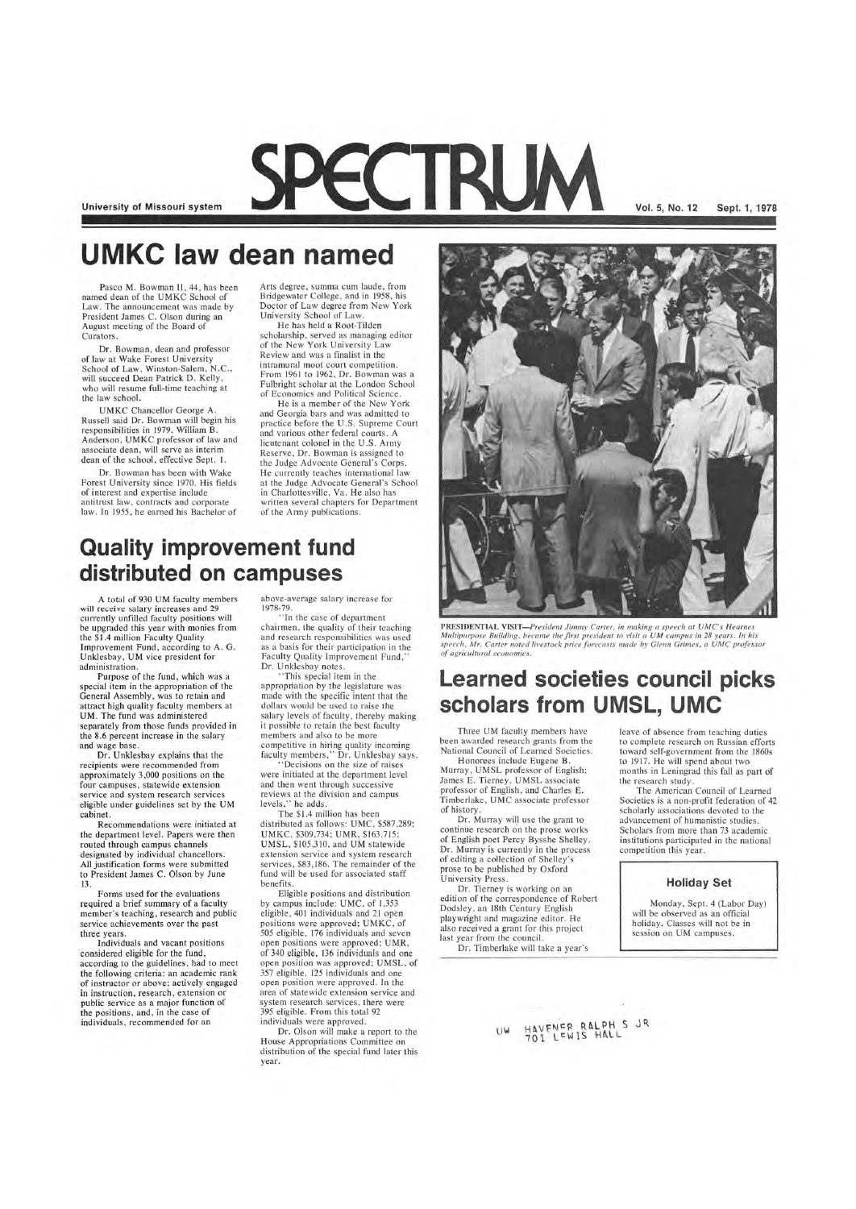University of Missouri system

# SPECTRUM

Vol. 5, No. 12 Sept. 1, 1978

## UMKC law dean named

Pasco M. Bowman II, 44, has been named dean of the UMKC School of Law. The announcement was made by President James C. Olson during an August meeting of the Board of Curators.

Dr. Bowman, dean and professor of law at Wake Forest University School of Law, Winston-Salem, N.C., will succeed Dean Patrick D. Kelly, who will resume full-time teaching at the law school.

UMKC Chancellor George A. Russell said Dr. Bowman will begin his responsibilities in 1979. William B. Anderson, UMKC professor of law and associate dean, will serve as interim dean of the school, effective Sept. 1.

Dr. Bowman has been with Wake Forest University since 1970. His fields of interest and expertise include antitrust law, contracts and corporate law. In 1955, he earned his Bachelor of Arts degree, summa cum laude, from Bridgewater College, and in 1958, his Doctor of Law degree from New York University School of Law.

He has held a Root-Tilden scholarship, served as managing editor of the New York University Law Review and was a finalist in the intramural moot court competition. From 1961 to 1962, Dr. Bowman was a Fulbright scholar at the London School of Economics and Political Science.

He is a member of the New York and Georgia bars and was admitted to practice before the U.S. Supreme Court and various other federal courts. A lieutenant colonel in the U.S. Army Reserve, Dr. Bowman is assigned to the Judge Advocate General's Corps. He currently teaches international law at the Judge Advocate General's School in Charlottesville, Va. He also has written several chapters for Department of the Army publications.

## Quality improvement fund distributed on campuses

A total of 930 UM faculty members will receive salary increases and 29 currently unfilled faculty positions will be upgraded this year with monies from the $1.4 million Faculty Quality Improvement Fund, according to A. G. Unklesbay, UM vice president for administration.

Purpose of the fund, which was a special item in the appropriation of the General Assembly, was to retain and attract high quality faculty members at UM. The fund was administered separately from those funds provided in the 8.6 percent increase in the salary and wage base.

Dr. Unklesbay explains that the recipients were recommended from approximately 3,000 positions on the four campuses, statewide extension service and system research services eligible under guidelines set by the UM cabinet.

Recommendations were initiated at the department level. Papers were then routed through campus channels designated by individual chancellors. All justification forms were submitted to President James C. Olson by June 13.

Forms used for the evaluations required a brief summary of a faculty member's teaching, research and public service achievements over the past three years.

Individuals and vacant positions considered eligible for the fund, according to the guidelines, had to meet the following criteria: an academic rank of instructor or above; actively engaged in instruction, research, extension or public service as a major function of the positions, and, in the case of individuals, recommended for an above-average salary increase for 1978-79.

"In the case of department chairmen, the quality of their teaching and research responsibilities was used as a basis for their participation in the Faculty Quality Improvement Fund," Dr. Unklesbay notes.

"This special item in the appropriation by the legislature was made with the specific intent that the dollars would be used to raise the salary levels of faculty, thereby making it possible to retain the best faculty members and also to be more competitive in hiring quality incoming faculty members," Dr. Unklesbay says.

"Decisions on the size of raises were initiated at the department level and then went through successive reviews at the division and campus levels," he adds.

The $1.4 million has been distributed as follows: UMC, $587,289; UMKC, $309,734; UMR, $163,715; UMSL, $105,310, and UM statewide extension service and system research services, $83,186. The remainder of the fund will be used for associated staff benefits.

Eligible positions and distribution by campus include: UMC, of 1,353 eligible, 401 individuals and 21 open positions were approved; UMKC, of 505 eligible, 176 individuals and seven open positions were approved; UMR, of 340 eligible, 136 individuals and one open position was approved; UMSL, of 357 eligible, 125 individuals and one open position were approved. In the area of statewide extension service and system research services, there were 395 eligible. From this total 92 individuals were approved.

Dr. Olson will make a report to the House Appropriations Committee on distribution of the special fund later this year.

**PRESIDENTIAL VISIT**—*President Jimmy Carter, in making a speech at UMC's Hearnes Multipurpose Building, became the first president to visit a UM campus in 28 years. In his speech, Mr. Carter noted livestock price forecasts made by Glenn Grimes, a UMC professor of agricultural economics.*

## Learned societies council picks scholars from UMSL, UMC

Three UM faculty members have been awarded research grants from the National Council of Learned Societies.

Honorees include Eugene B. Murray, UMSL professor of English; James E. Tierney, UMSL associate professor of English, and Charles E. Timberlake, UMC associate professor of history.

Dr. Murray will use the grant to continue research on the prose works of English poet Percy Bysshe Shelley. Dr. Murray is currently in the process of editing a collection of Shelley's prose to be published by Oxford University Press.

Dr. Tierney is working on an edition of the correspondence of Robert Dodsley, an 18th Century English playwright and magazine editor. He also received a grant for this project last year from the council.

Dr. Timberlake will take a year's leave of absence from teaching duties to complete research on Russian efforts toward self-government from the 1860s to 1917. He will spend about two months in Leningrad this fall as part of the research study.

The American Council of Learned Societies is a non-profit federation of 42 scholarly associations devoted to the advancement of humanistic studies. Scholars from more than 73 academic institutions participated in the national competition this year.

### Holiday Set

Monday, Sept. 4 (Labor Day) will be observed as an official holiday. Classes will not be in session on UM campuses.

UW HAVENER RALPH S JR
701 LEWIS HALL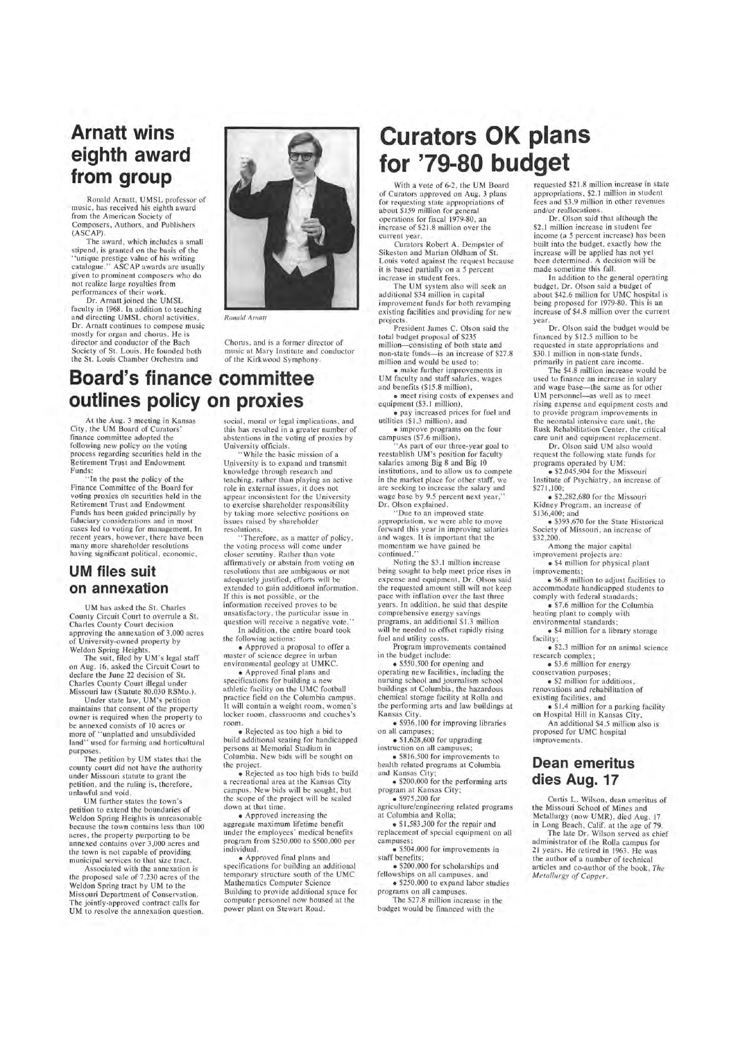## Arnatt wins eighth award from group

Ronald Arnatt, UMSL professor of music, has received his eighth award from the American Society of Composers, Authors, and Publishers (ASCAP).

The award, which includes a small stipend, is granted on the basis of the "unique prestige value of his writing catalogue." ASCAP awards are usually given to prominent composers who do not realize large royalties from performances of their work.

Dr. Arnatt joined the UMSL faculty in 1968. In addition to teaching and directing UMSL choral activities, Dr. Arnatt continues to compose music mostly for organ and chorus. He is director and conductor of the Bach Society of St. Louis. He founded both the St. Louis Chamber Orchestra and Chorus, and is a former director of music at Mary Institute and conductor of the Kirkwood Symphony.

*Ronald Arnatt*

## Board's finance committee outlines policy on proxies

At the Aug. 3 meeting in Kansas City, the UM Board of Curators' finance committee adopted the following new policy on the voting process regarding securities held in the Retirement Trust and Endowment Funds:

"In the past the policy of the Finance Committee of the Board for voting proxies on securities held in the Retirement Trust and Endowment Funds has been guided principally by fiduciary considerations and in most cases led to voting for management. In recent years, however, there have been many more shareholder resolutions having significant political, economic, social, moral or legal implications, and this has resulted in a greater number of abstentions in the voting of proxies by University officials.

"While the basic mission of a University is to expand and transmit knowledge through research and teaching, rather than playing an active role in external issues, it does not appear inconsistent for the University to exercise shareholder responsibility by taking more selective positions on issues raised by shareholder resolutions.

"Therefore, as a matter of policy, the voting process will come under closer scrutiny. Rather than vote affirmatively or abstain from voting on resolutions that are ambiguous or not adequately justified, efforts will be extended to gain additional information. If this is not possible, or the information received proves to be unsatisfactory, the particular issue in question will receive a negative vote."

In addition, the entire board took the following actions:

- Approved a proposal to offer a master of science degree in urban environmental geology at UMKC.
- Approved final plans and specifications for building a new athletic facility on the UMC football practice field on the Columbia campus. It will contain a weight room, women's locker room, classrooms and coaches's room.
- Rejected as too high a bid to build additional seating for handicapped persons at Memorial Stadium in Columbia. New bids will be sought on the project.
- Rejected as too high bids to build a recreational area at the Kansas City campus. New bids will be sought, but the scope of the project will be scaled down at that time.
- Approved increasing the aggregate maximum lifetime benefit under the employees' medical benefits program from $250,000 to $500,000 per individual.
- Approved final plans and specifications for building an additional temporary structure south of the UMC Mathematics Computer Science Building to provide additional space for computer personnel now housed at the power plant on Stewart Road.

## UM files suit on annexation

UM has asked the St. Charles County Circuit Court to overrule a St. Charles County Court decision approving the annexation of 3,000 acres of University-owned property by Weldon Spring Heights.

The suit, filed by UM's legal staff on Aug. 16, asked the Circuit Court to declare the June 22 decision of St. Charles County Court illegal under Missouri law (Statute 80.030 RSMo.).

Under state law, UM's petition maintains that consent of the property owner is required when the property to be annexed consists of 10 acres or more of "unplatted and unsubdivided land" used for farming and horticultural purposes.

The petition by UM states that the county court did not have the authority under Missouri statute to grant the petition, and the ruling is, therefore, unlawful and void.

UM further states the town's petition to extend the boundaries of Weldon Spring Heights is unreasonable because the town contains less than 100 acres, the property purporting to be annexed contains over 3,000 acres and the town is not capable of providing municipal services to that size tract.

Associated with the annexation is the proposed sale of 7,230 acres of the Weldon Spring tract by UM to the Missouri Department of Conservation. The jointly-approved contract calls for UM to resolve the annexation question.

# Curators OK plans for '79-80 budget

With a vote of 6-2, the UM Board of Curators approved on Aug. 3 plans for requesting state appropriations of about $159 million for general operations for fiscal 1979-80, an increase of $21.8 million over the current year.

Curators Robert A. Dempster of Sikeston and Marian Oldham of St. Louis voted against the request because it is based partially on a 5 percent increase in student fees.

The UM system also will seek an additional $34 million in capital improvement funds for both revamping existing facilities and providing for new projects.

President James C. Olson said the total budget proposal of $235 million—consisting of both state and non-state funds—is an increase of $27.8 million and would be used to:

- make further improvements in UM faculty and staff salaries, wages and benefits ($15.8 million),
- meet rising costs of expenses and equipment ($3.1 million),
- pay increased prices for fuel and utilities ($1.3 million), and
- improve programs on the four campuses ($7.6 million).

"As part of our three-year goal to reestablish UM's position for faculty salaries among Big 8 and Big 10 institutions, and to allow us to compete in the market place for other staff, we are seeking to increase the salary and wage base by 9.5 percent next year," Dr. Olson explained.

"Due to an improved state appropriation, we were able to move forward this year in improving salaries and wages. It is important that the momentum we have gained be continued."

Noting the $3.1 million increase being sought to help meet price rises in expense and equipment, Dr. Olson said the requested amount still will not keep pace with inflation over the last three years. In addition, he said that despite comprehensive energy savings programs, an additional $1.3 million will be needed to offset rapidly rising fuel and utility costs.

Program improvements contained in the budget include:

- $550,500 for opening and operating new facilities, including the nursing school and journalism school buildings at Columbia, the hazardous chemical storage facility at Rolla and the performing arts and law buildings at Kansas City.
- $936,100 for improving libraries on all campuses;
- $1,628,600 for upgrading instruction on all campuses;
- $816,500 for improvements to health related programs at Columbia and Kansas City;
- $200,000 for the performing arts program at Kansas City;
- $975,200 for agriculture/engineering related programs at Columbia and Rolla;
- $1,583,300 for the repair and replacement of special equipment on all campuses;
- $504,000 for improvements in staff benefits;
- $200,000 for scholarships and fellowships on all campuses, and
- $250,000 to expand labor studies programs on all campuses.

The $27.8 million increase in the budget would be financed with the requested $21.8 million increase in state appropriations, $2.1 million in student fees and $3.9 million in other revenues and/or reallocations.

Dr. Olson said that although the $2.1 million increase in student fee income (a 5 percent increase) has been built into the budget, exactly how the increase will be applied has not yet been determined. A decision will be made sometime this fall.

In addition to the general operating budget, Dr. Olson said a budget of about $42.6 million for UMC hospital is being proposed for 1979-80. This is an increase of $4.8 million over the current year.

Dr. Olson said the budget would be financed by $12.5 million to be requested in state appropriations and $30.1 million in non-state funds, primarily in patient care income.

The $4.8 million increase would be used to finance an increase in salary and wage base—the same as for other UM personnel—as well as to meet rising expense and equipment costs and to provide program improvements in the neonatal intensive care unit, the Rusk Rehabilitation Center, the critical care unit and equipment replacement.

Dr. Olson said UM also would request the following state funds for programs operated by UM:

- $2,045,904 for the Missouri Institute of Psychiatry, an increase of $271,100;
- $2,282,680 for the Missouri Kidney Program, an increase of $136,400; and
- $393,670 for the State Historical Society of Missouri, an increase of $32,200.

Among the major capital improvement projects are:

- $4 million for physical plant improvements;
- $6.8 million to adjust facilities to accommodate handicapped students to comply with federal standards;
- $7.6 million for the Columbia heating plant to comply with environmental standards;
- $4 million for a library storage facility;
- $2.3 million for an animal science research complex;
- $3.6 million for energy conservation purposes;
- $2 million for additions, renovations and rehabilitation of existing facilities, and
- $1.4 million for a parking facility on Hospital Hill in Kansas City.

An additional $4.5 million also is proposed for UMC hospital improvements.

## Dean emeritus dies Aug. 17

Curtis L. Wilson, dean emeritus of the Missouri School of Mines and Metallurgy (now UMR), died Aug. 17 in Long Beach, Calif. at the age of 79.

The late Dr. Wilson served as chief administrator of the Rolla campus for 21 years. He retired in 1963. He was the author of a number of technical articles and co-author of the book, *The Metallurgy of Copper*.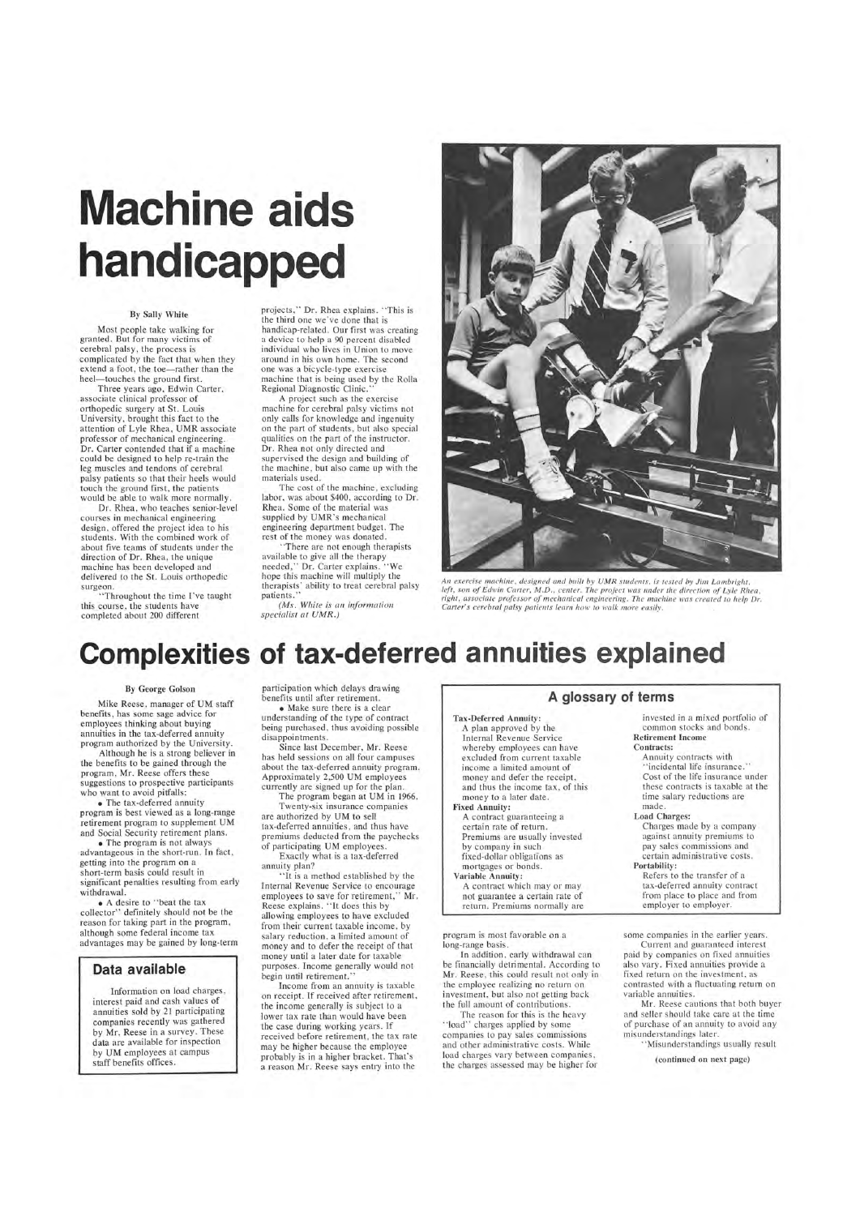# Machine aids handicapped

By Sally White

Most people take walking for granted. But for many victims of cerebral palsy, the process is complicated by the fact that when they extend a foot, the toe—rather than the heel—touches the ground first.

Three years ago, Edwin Carter, associate clinical professor of orthopedic surgery at St. Louis University, brought this fact to the attention of Lyle Rhea, UMR associate professor of mechanical engineering. Dr. Carter contended that if a machine could be designed to help re-train the leg muscles and tendons of cerebral palsy patients so that their heels would touch the ground first, the patients would be able to walk more normally.

Dr. Rhea, who teaches senior-level courses in mechanical engineering design, offered the project idea to his students. With the combined work of about five teams of students under the direction of Dr. Rhea, the unique machine has been developed and delivered to the St. Louis orthopedic surgeon.

"Throughout the time I've taught this course, the students have completed about 200 different projects," Dr. Rhea explains. "This is the third one we've done that is handicap-related. Our first was creating a device to help a 90 percent disabled individual who lives in Union to move around in his own home. The second one was a bicycle-type exercise machine that is being used by the Rolla Regional Diagnostic Clinic."

A project such as the exercise machine for cerebral palsy victims not only calls for knowledge and ingenuity on the part of students, but also special qualities on the part of the instructor. Dr. Rhea not only directed and supervised the design and building of the machine, but also came up with the materials used.

The cost of the machine, excluding labor, was about $400, according to Dr. Rhea. Some of the material was supplied by UMR's mechanical engineering department budget. The rest of the money was donated.

"There are not enough therapists available to give all the therapy needed," Dr. Carter explains. "We hope this machine will multiply the therapists' ability to treat cerebral palsy patients."

*(Ms. White is an information specialist at UMR.)*

*An exercise machine, designed and built by UMR students, is tested by Jim Lambright, left, son of Edwin Carter, M.D., center. The project was under the direction of Lyle Rhea, right, associate professor of mechanical engineering. The machine was created to help Dr. Carter's cerebral palsy patients learn how to walk more easily.*

# Complexities of tax-deferred annuities explained

By George Golson

Mike Reese, manager of UM staff benefits, has some sage advice for employees thinking about buying annuities in the tax-deferred annuity program authorized by the University.

Although he is a strong believer in the benefits to be gained through the program, Mr. Reese offers these suggestions to prospective participants who want to avoid pitfalls:

- The tax-deferred annuity program is best viewed as a long-range retirement program to supplement UM and Social Security retirement plans.
- The program is not always advantageous in the short-run. In fact, getting into the program on a short-term basis could result in significant penalties resulting from early withdrawal.
- A desire to "beat the tax collector" definitely should not be the reason for taking part in the program, although some federal income tax advantages may be gained by long-term participation which delays drawing benefits until after retirement.
- Make sure there is a clear understanding of the type of contract being purchased, thus avoiding possible disappointments.

Since last December, Mr. Reese has held sessions on all four campuses about the tax-deferred annuity program. Approximately 2,500 UM employees currently are signed up for the plan.

The program began at UM in 1966. Twenty-six insurance companies are authorized by UM to sell tax-deferred annuities, and thus have premiums deducted from the paychecks of participating UM employees.

Exactly what is a tax-deferred annuity plan?

"It is a method established by the Internal Revenue Service to encourage employees to save for retirement," Mr. Reese explains. "It does this by allowing employees to have excluded from their current taxable income, by salary reduction, a limited amount of money and to defer the receipt of that money until a later date for taxable purposes. Income generally would not begin until retirement."

Income from an annuity is taxable on receipt. If received after retirement, the income generally is subject to a lower tax rate than would have been the case during working years. If received before retirement, the tax rate may be higher because the employee probably is in a higher bracket. That's a reason Mr. Reese says entry into the program is most favorable on a long-range basis.

In addition, early withdrawal can be financially detrimental. According to Mr. Reese, this could result not only in the employee realizing no return on investment, but also not getting back the full amount of contributions.

The reason for this is the heavy "load" charges applied by some companies to pay sales commissions and other administrative costs. While load charges vary between companies, the charges assessed may be higher for some companies in the earlier years.

Current and guaranteed interest paid by companies on fixed annuities also vary. Fixed annuities provide a fixed return on the investment, as contrasted with a fluctuating return on variable annuities.

Mr. Reese cautions that both buyer and seller should take care at the time of purchase of an annuity to avoid any misunderstandings later.

"Misunderstandings usually result

**(continued on next page)**

## Data available

Information on load charges, interest paid and cash values of annuities sold by 21 participating companies recently was gathered by Mr. Reese in a survey. These data are available for inspection by UM employees at campus staff benefits offices.

## A glossary of terms

**Tax-Deferred Annuity:**
A plan approved by the Internal Revenue Service whereby employees can have excluded from current taxable income a limited amount of money and defer the receipt, and thus the income tax, of this money to a later date.

**Fixed Annuity:**
A contract guaranteeing a certain rate of return. Premiums are usually invested by company in such fixed-dollar obligations as mortgages or bonds.

**Variable Annuity:**
A contract which may or may not guarantee a certain rate of return. Premiums normally are invested in a mixed portfolio of common stocks and bonds.

**Retirement Income Contracts:**
Annuity contracts with "incidental life insurance." Cost of the life insurance under these contracts is taxable at the time salary reductions are made.

**Load Charges:**
Charges made by a company against annuity premiums to pay sales commissions and certain administrative costs.

**Portability:**
Refers to the transfer of a tax-deferred annuity contract from place to place and from employer to employer.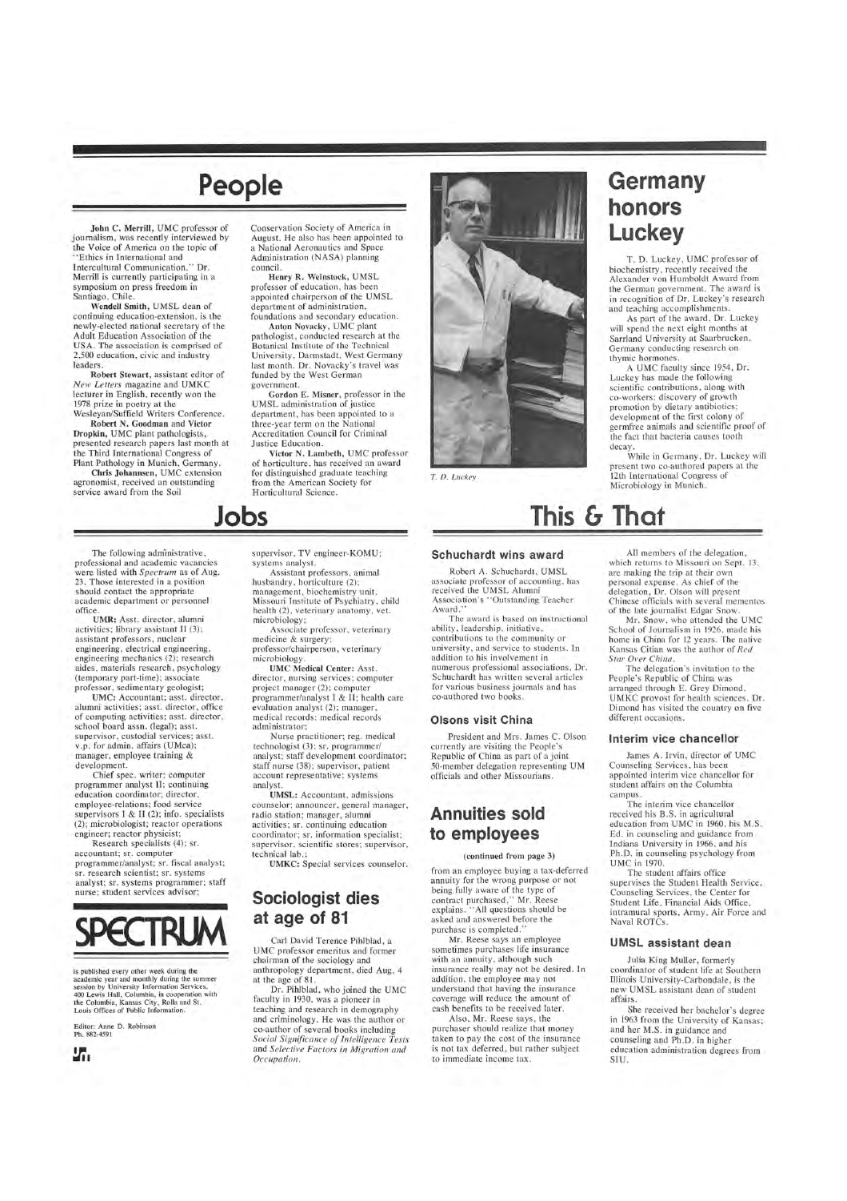# People

**John C. Merrill**, UMC professor of journalism, was recently interviewed by the Voice of America on the topic of "Ethics in International and Intercultural Communication." Dr. Merrill is currently participating in a symposium on press freedom in Santiago, Chile.

**Wendell Smith**, UMSL dean of continuing education-extension, is the newly-elected national secretary of the Adult Education Association of the USA. The association is comprised of 2,500 education, civic and industry leaders.

**Robert Stewart**, assistant editor of *New Letters* magazine and UMKC lecturer in English, recently won the 1978 prize in poetry at the Wesleyan/Suffield Writers Conference.

**Robert N. Goodman** and **Victor Dropkin**, UMC plant pathologists, presented research papers last month at the Third International Congress of Plant Pathology in Munich, Germany.

**Chris Johannsen**, UMC extension agronomist, received an outstanding service award from the Soil Conservation Society of America in August. He also has been appointed to a National Aeronautics and Space Administration (NASA) planning council.

**Henry R. Weinstock**, UMSL professor of education, has been appointed chairperson of the UMSL department of administration, foundations and secondary education.

**Anton Novacky**, UMC plant pathologist, conducted research at the Botanical Institute of the Technical University, Darmstadt, West Germany last month. Dr. Novacky's travel was funded by the West German government.

**Gordon E. Misner**, professor in the UMSL administration of justice department, has been appointed to a three-year term on the National Accreditation Council for Criminal Justice Education.

**Victor N. Lambeth**, UMC professor of horticulture, has received an award for distinguished graduate teaching from the American Society for Horticultural Science.

# Germany honors Luckey

T. D. Luckey, UMC professor of biochemistry, recently received the Alexander von Humboldt Award from the German government. The award is in recognition of Dr. Luckey's research and teaching accomplishments.

As part of the award, Dr. Luckey will spend the next eight months at Sarrland University at Saarbrucken, Germany conducting research on thymic hormones.

A UMC faculty since 1954, Dr. Luckey has made the following scientific contributions, along with co-workers: discovery of growth promotion by dietary antibiotics; development of the first colony of germfree animals and scientific proof of the fact that bacteria causes tooth decay.

While in Germany, Dr. Luckey will present two co-authored papers at the 12th International Congress of Microbiology in Munich.

*T. D. Luckey*

# Jobs

The following administrative, professional and academic vacancies were listed with *Spectrum* as of Aug. 23. Those interested in a position should contact the appropriate academic department or personnel office.

**UMR:** Asst. director, alumni activities; library assistant II (3); assistant professors, nuclear engineering, electrical engineering, engineering mechanics (2); research aides, materials research, psychology (temporary part-time); associate professor, sedimentary geologist;

**UMC:** Accountant; asst. director, alumni activities; asst. director, office of computing activities; asst. director, school board assn. (legal); asst. supervisor, custodial services; asst. v.p. for admin. affairs (UMca); manager, employee training & development.

Chief spec. writer; computer programmer analyst II; continuing education coordinator; director, employee-relations; food service supervisors I & II (2); info. specialists (2); microbiologist; reactor operations engineer; reactor physicist;

Research specialists (4); sr. accountant; sr. computer programmer/analyst; sr. fiscal analyst; sr. research scientist; sr. systems analyst; sr. systems programmer; staff nurse; student services advisor; supervisor, TV engineer-KOMU; systems analyst.

Assistant professors, animal husbandry, horticulture (2); management, biochemistry unit, Missouri Institute of Psychiatry, child health (2), veterinary anatomy, vet. microbiology;

Associate professor, veterinary medicine & surgery; professor/chairperson, veterinary microbiology.

**UMC Medical Center:** Asst. director, nursing services; computer project manager (2); computer programmer/analyst I & II; health care evaluation analyst (2); manager, medical records; medical records administrator;

Nurse practitioner; reg. medical technologist (3); sr. programmer/analyst; staff development coordinator; staff nurse (38); supervisor, patient account representative; systems analyst.

**UMSL:** Accountant, admissions counselor; announcer, general manager, radio station; manager, alumni activities; sr. continuing education coordinator; sr. information specialist; supervisor, scientific stores; supervisor, technical lab.;

**UMKC:** Special services counselor.

## Sociologist dies at age of 81

Carl David Terence Pihlblad, a UMC professor emeritus and former chairman of the sociology and anthropology department, died Aug. 4 at the age of 81.

Dr. Pihlblad, who joined the UMC faculty in 1930, was a pioneer in teaching and research in demography and criminology. He was the author or co-author of several books including *Social Significance of Intelligence Tests* and *Selective Factors in Migration and Occupation*.

# SPECTRUM

is published every other week during the academic year and monthly during the summer session by University Information Services, 400 Lewis Hall, Columbia, in cooperation with the Columbia, Kansas City, Rolla and St. Louis Offices of Public Information.

Editor: Anne D. Robinson
Ph. 882-4591

# This & That

### Schuchardt wins award

Robert A. Schuchardt, UMSL associate professor of accounting, has received the UMSL Alumni Association's "Outstanding Teacher Award."

The award is based on instructional ability, leadership, initiative, contributions to the community or university, and service to students. In addition to his involvement in numerous professional associations, Dr. Schuchardt has written several articles for various business journals and has co-authored two books.

### Olsons visit China

President and Mrs. James C. Olson currently are visiting the People's Republic of China as part of a joint 50-member delegation representing UM officials and other Missourians.

All members of the delegation, which returns to Missouri on Sept. 13, are making the trip at their own personal expense. As chief of the delegation, Dr. Olson will present Chinese officials with several mementos of the late journalist Edgar Snow.

Mr. Snow, who attended the UMC School of Journalism in 1926, made his home in China for 12 years. The native Kansas Citian was the author of *Red Star Over China*.

The delegation's invitation to the People's Republic of China was arranged through E. Grey Dimond, UMKC provost for health sciences. Dr. Dimond has visited the country on five different occasions.

## Annuities sold to employees

**(continued from page 3)**

from an employee buying a tax-deferred annuity for the wrong purpose or not being fully aware of the type of contract purchased," Mr. Reese explains. "All questions should be asked and answered before the purchase is completed."

Mr. Reese says an employee sometimes purchases life insurance with an annuity, although such insurance really may not be desired. In addition, the employee may not understand that having the insurance coverage will reduce the amount of cash benefits to be received later.

Also, Mr. Reese says, the purchaser should realize that money taken to pay the cost of the insurance is not tax deferred, but rather subject to immediate income tax.

### Interim vice chancellor

James A. Irvin, director of UMC Counseling Services, has been appointed interim vice chancellor for student affairs on the Columbia campus.

The interim vice chancellor received his B.S. in agricultural education from UMC in 1960, his M.S. Ed. in counseling and guidance from Indiana University in 1966, and his Ph.D. in counseling psychology from UMC in 1970.

The student affairs office supervises the Student Health Service, Counseling Services, the Center for Student Life, Financial Aids Office, intramural sports, Army, Air Force and Naval ROTCs.

### UMSL assistant dean

Julia King Muller, formerly coordinator of student life at Southern Illinois University-Carbondale, is the new UMSL assistant dean of student affairs.

She received her bachelor's degree in 1963 from the University of Kansas; and her M.S. in guidance and counseling and Ph.D. in higher education administration degrees from SIU.